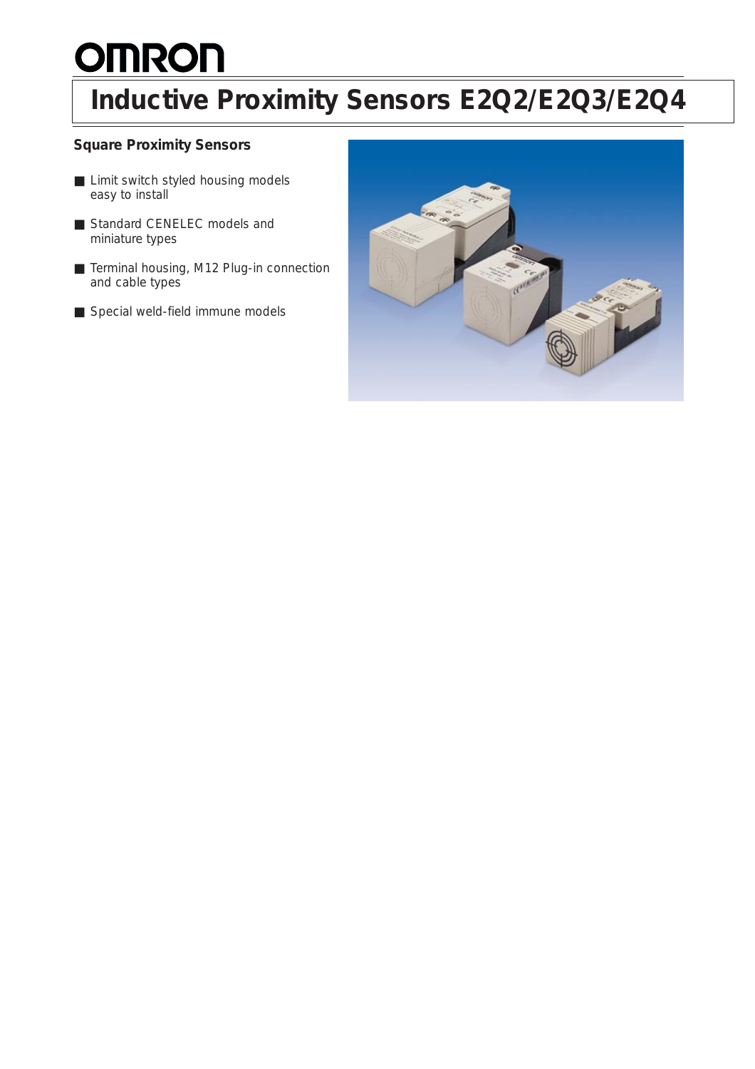# Inductive Proximity Sensors E2Q2/E2Q3/E2Q4

## Square Proximity Sensors

- Limit switch styled housing models easy to install
- Standard CENELEC models and miniature types
- Terminal housing, M12 Plug-in connection and cable types
- Special weld-field immune models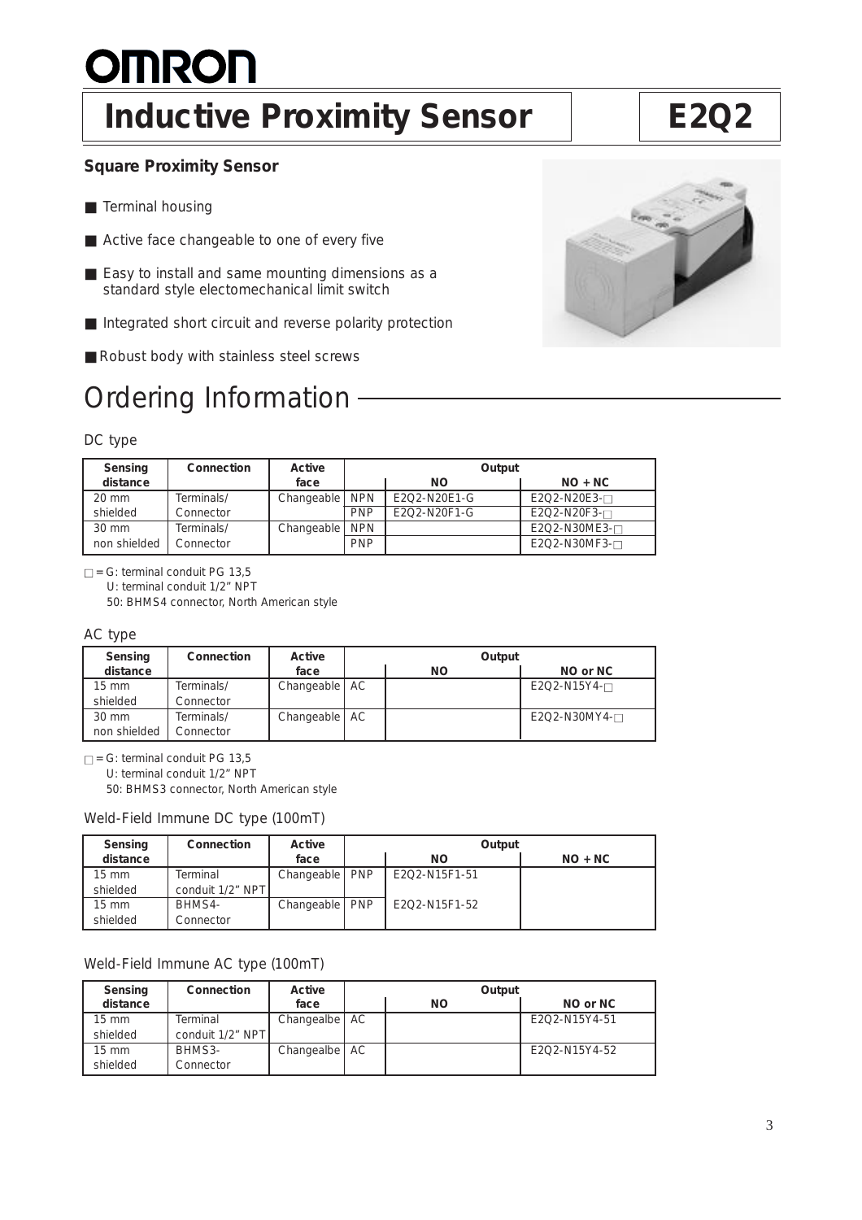# OMRON

# Inductive Proximity Sensor

# E2Q2

### Square Proximity Sensor

- Terminal housing
- Active face changeable to one of every five
- Easy to install and same mounting dimensions as a standard style electomechanical limit switch
- Integrated short circuit and reverse polarity protection
- Robust body with stainless steel screws

## Ordering Information

### DC type

| Sensing distance | Connection | Active face | Output | | |
|---|---|---|---|---|---|
| | | | | NO | NO + NC |
| 20 mm shielded | Terminals/ Connector | Changeable | NPN | E2Q2-N20E1-G | E2Q2-N20E3-□ |
| | | | PNP | E2Q2-N20F1-G | E2Q2-N20F3-□ |
| 30 mm non shielded | Terminals/ Connector | Changeable | NPN | | E2Q2-N30ME3-□ |
| | | | PNP | | E2Q2-N30MF3-□ |

□ = G: terminal conduit PG 13,5
U: terminal conduit 1/2" NPT
50: BHMS4 connector, North American style

### AC type

| Sensing distance | Connection | Active face | Output | | |
|---|---|---|---|---|---|
| | | | | NO | NO or NC |
| 15 mm shielded | Terminals/ Connector | Changeable | AC | | E2Q2-N15Y4-□ |
| 30 mm non shielded | Terminals/ Connector | Changeable | AC | | E2Q2-N30MY4-□ |

□ = G: terminal conduit PG 13,5
U: terminal conduit 1/2" NPT
50: BHMS3 connector, North American style

### Weld-Field Immune DC type (100mT)

| Sensing distance | Connection | Active face | Output | | |
|---|---|---|---|---|---|
| | | | | NO | NO + NC |
| 15 mm shielded | Terminal conduit 1/2" NPT | Changeable | PNP | E2Q2-N15F1-51 | |
| 15 mm shielded | BHMS4- Connector | Changeable | PNP | E2Q2-N15F1-52 | |

### Weld-Field Immune AC type (100mT)

| Sensing distance | Connection | Active face | Output | | |
|---|---|---|---|---|---|
| | | | | NO | NO or NC |
| 15 mm shielded | Terminal conduit 1/2" NPT | Changealbe | AC | | E2Q2-N15Y4-51 |
| 15 mm shielded | BHMS3- Connector | Changealbe | AC | | E2Q2-N15Y4-52 |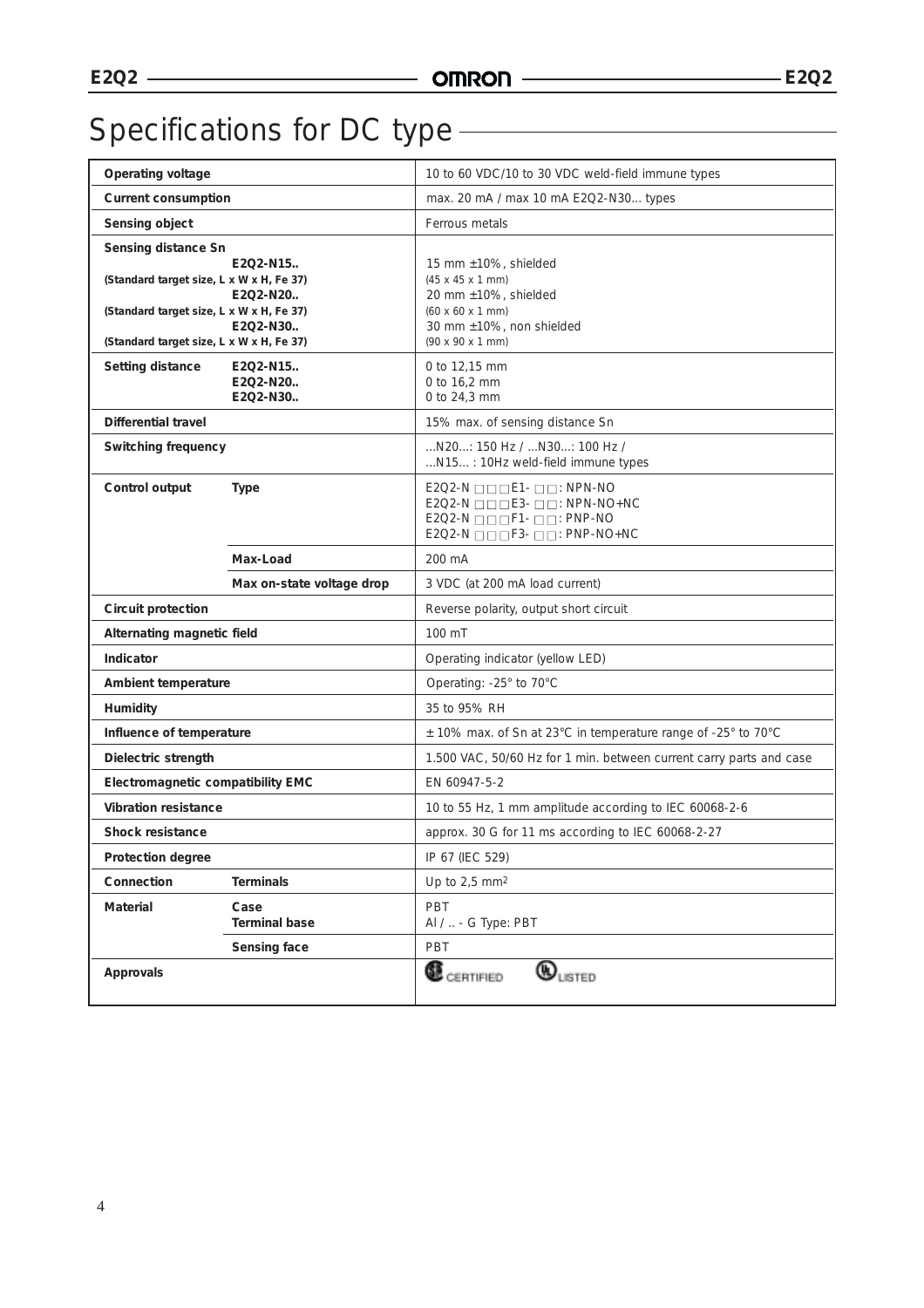# Specifications for DC type

| | | |
|---|---|---|
| **Operating voltage** | | 10 to 60 VDC/10 to 30 VDC weld-field immune types |
| **Current consumption** | | max. 20 mA / max 10 mA E2Q2-N30... types |
| **Sensing object** | | Ferrous metals |
| **Sensing distance Sn**<br>(Standard target size, L x W x H, Fe 37)<br>(Standard target size, L x W x H, Fe 37)<br>(Standard target size, L x W x H, Fe 37) | E2Q2-N15..<br>E2Q2-N20..<br>E2Q2-N30.. | 15 mm ±10%, shielded<br>(45 x 45 x 1 mm)<br>20 mm ±10%, shielded<br>(60 x 60 x 1 mm)<br>30 mm ±10%, non shielded<br>(90 x 90 x 1 mm) |
| **Setting distance** | E2Q2-N15..<br>E2Q2-N20..<br>E2Q2-N30.. | 0 to 12,15 mm<br>0 to 16,2 mm<br>0 to 24,3 mm |
| **Differential travel** | | 15% max. of sensing distance Sn |
| **Switching frequency** | | ...N20...: 150 Hz / ...N30...: 100 Hz /<br>...N15... : 10Hz weld-field immune types |
| **Control output** | **Type** | E2Q2-N □□□E1- □□: NPN-NO<br>E2Q2-N □□□E3- □□: NPN-NO+NC<br>E2Q2-N □□□F1- □□: PNP-NO<br>E2Q2-N □□□F3- □□: PNP-NO+NC |
| | **Max-Load** | 200 mA |
| | **Max on-state voltage drop** | 3 VDC (at 200 mA load current) |
| **Circuit protection** | | Reverse polarity, output short circuit |
| **Alternating magnetic field** | | 100 mT |
| **Indicator** | | Operating indicator (yellow LED) |
| **Ambient temperature** | | Operating: -25° to 70°C |
| **Humidity** | | 35 to 95% RH |
| **Influence of temperature** | | ± 10% max. of Sn at 23°C in temperature range of -25° to 70°C |
| **Dielectric strength** | | 1.500 VAC, 50/60 Hz for 1 min. between current carry parts and case |
| **Electromagnetic compatibility EMC** | | EN 60947-5-2 |
| **Vibration resistance** | | 10 to 55 Hz, 1 mm amplitude according to IEC 60068-2-6 |
| **Shock resistance** | | approx. 30 G for 11 ms according to IEC 60068-2-27 |
| **Protection degree** | | IP 67 (IEC 529) |
| **Connection** | **Terminals** | Up to 2,5 mm$^2$ |
| **Material** | **Case**<br>**Terminal base** | PBT<br>Al / .. - G Type: PBT |
| | **Sensing face** | PBT |
| **Approvals** | | CSA CERTIFIED, UL LISTED |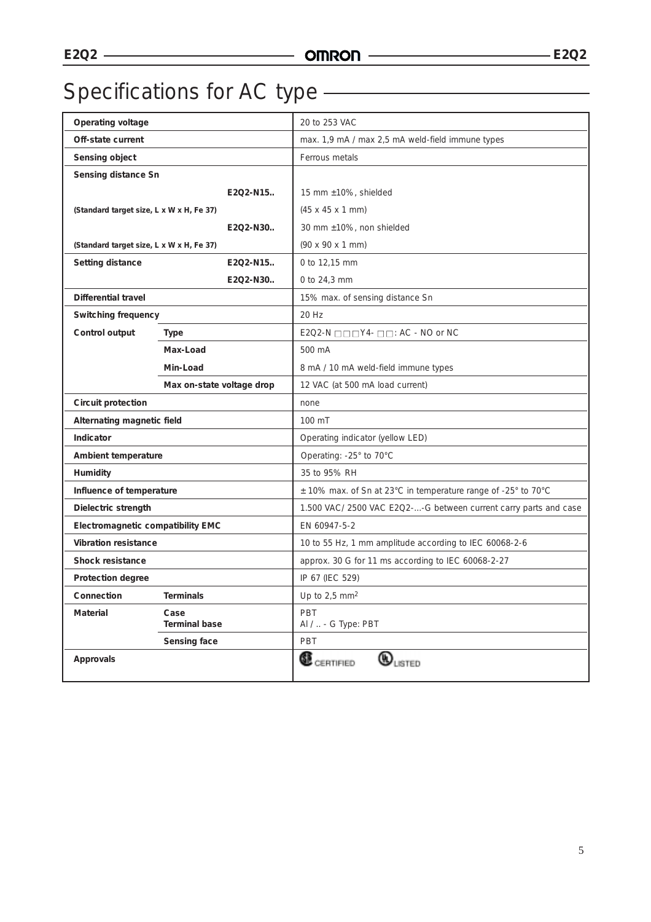## Specifications for AC type

| | | | |
|---|---|---|---|
| **Operating voltage** | | | 20 to 253 VAC |
| **Off-state current** | | | max. 1,9 mA / max 2,5 mA weld-field immune types |
| **Sensing object** | | | Ferrous metals |
| **Sensing distance Sn** | | | |
| | | **E2Q2-N15..** | 15 mm ±10%, shielded |
| **(Standard target size, L x W x H, Fe 37)** | | | (45 x 45 x 1 mm) |
| | | **E2Q2-N30..** | 30 mm ±10%, non shielded |
| **(Standard target size, L x W x H, Fe 37)** | | | (90 x 90 x 1 mm) |
| **Setting distance** | | **E2Q2-N15..** | 0 to 12,15 mm |
| | | **E2Q2-N30..** | 0 to 24,3 mm |
| **Differential travel** | | | 15% max. of sensing distance Sn |
| **Switching frequency** | | | 20 Hz |
| **Control output** | **Type** | | E2Q2-N □□□Y4- □□: AC - NO or NC |
| | **Max-Load** | | 500 mA |
| | **Min-Load** | | 8 mA / 10 mA weld-field immune types |
| | **Max on-state voltage drop** | | 12 VAC (at 500 mA load current) |
| **Circuit protection** | | | none |
| **Alternating magnetic field** | | | 100 mT |
| **Indicator** | | | Operating indicator (yellow LED) |
| **Ambient temperature** | | | Operating: -25° to 70°C |
| **Humidity** | | | 35 to 95% RH |
| **Influence of temperature** | | | ± 10% max. of Sn at 23°C in temperature range of -25° to 70°C |
| **Dielectric strength** | | | 1.500 VAC/ 2500 VAC E2Q2-...-G between current carry parts and case |
| **Electromagnetic compatibility EMC** | | | EN 60947-5-2 |
| **Vibration resistance** | | | 10 to 55 Hz, 1 mm amplitude according to IEC 60068-2-6 |
| **Shock resistance** | | | approx. 30 G for 11 ms according to IEC 60068-2-27 |
| **Protection degree** | | | IP 67 (IEC 529) |
| **Connection** | **Terminals** | | Up to 2,5 mm$^2$ |
| **Material** | **Case** | | PBT |
| | **Terminal base** | | Al / .. - G Type: PBT |
| | **Sensing face** | | PBT |
| **Approvals** | | | CSA CERTIFIED, UL LISTED |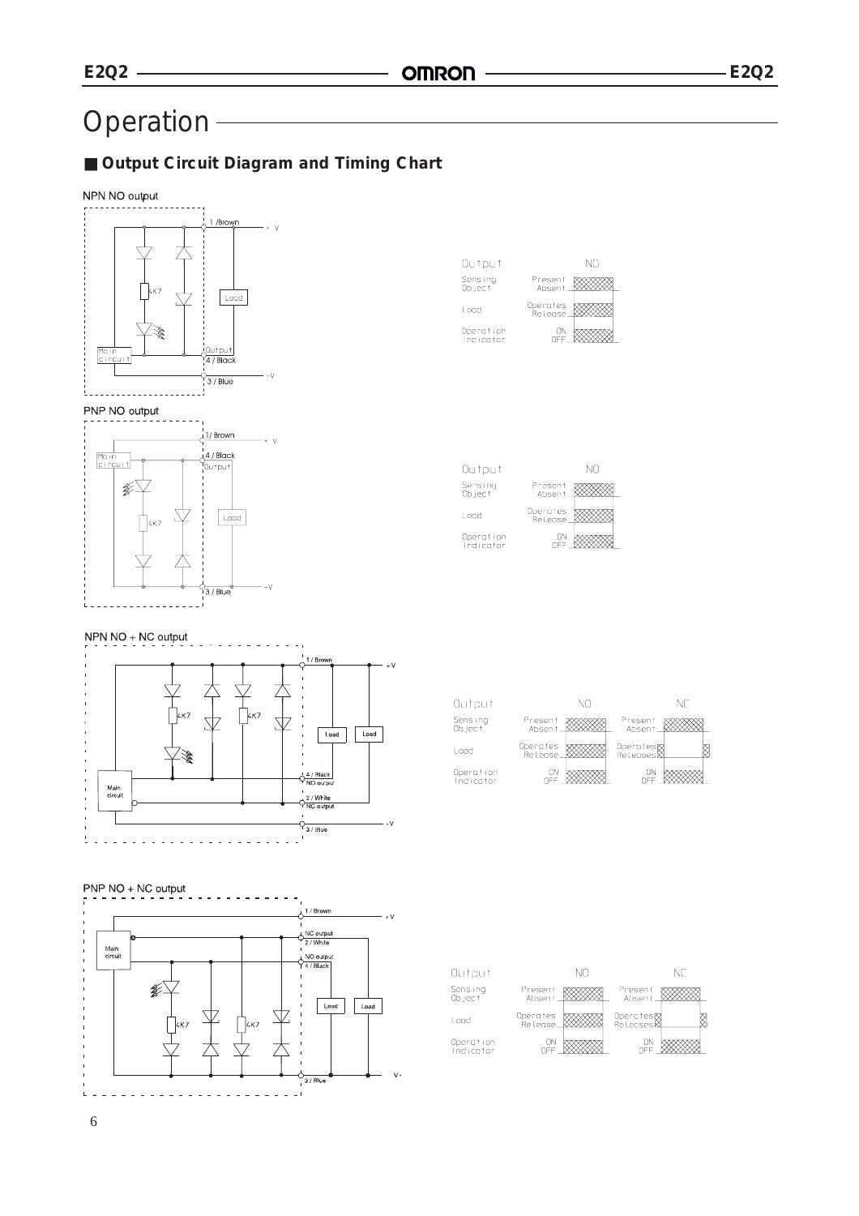# Operation

## ■ Output Circuit Diagram and Timing Chart

NPN NO output

1 /Brown
+ V
4K7
Load
Main circuit
Output
4 / Black
3 / Blue
-V

| Output | | NO |
|---|---|---|
| Sensing Object | Present / Absent | |
| Load | Operates / Release | |
| Operation Indicator | ON / OFF | |

PNP NO output

1/ Brown
+ V
Main circuit
4 / Black
Output
4K7
Load
3 / Blue
-V

| Output | | NO |
|---|---|---|
| Sensing Object | Present / Absent | |
| Load | Operates / Release | |
| Operation Indicator | ON / OFF | |

NPN NO + NC output

1 / Brown
+V
4K7
4K7
Load
Load
Main circuit
4 / Black
NO output
2 / White
NC output
3 / Blue
-V

| Output | | NO | | NC |
|---|---|---|---|---|
| Sensing Object | Present / Absent | | Present / Absent | |
| Load | Operates / Release | | Operates / Releases | |
| Operation Indicator | ON / OFF | | ON / OFF | |

PNP NO + NC output

1 / Brown
+V
Main circuit
NC output
2 / White
NO output
4 / Black
4K7
4K7
Load
Load
3 / Blue
V-

| Output | | NO | | NC |
|---|---|---|---|---|
| Sensing Object | Present / Absent | | Present / Absent | |
| Load | Operates / Release | | Operates / Releases | |
| Operation Indicator | ON / OFF | | ON / OFF | |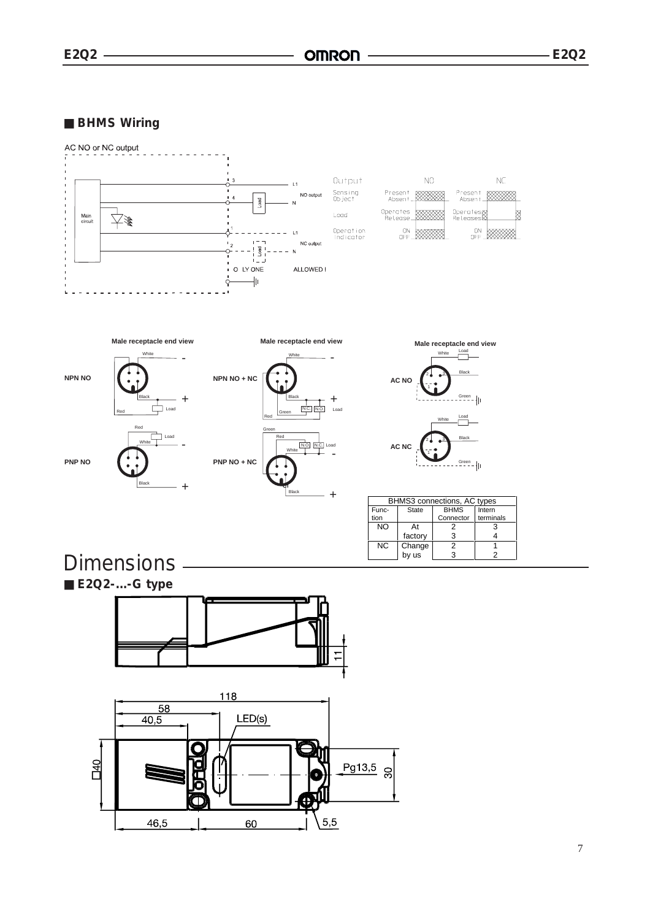## BHMS Wiring

AC NO or NC output

Male receptacle end view

NPN NO

PNP NO

NPN NO + NC

PNP NO + NC

AC NO

AC NC

| BHMS3 connections, AC types | | | |
|---|---|---|---|
| Function | State | BHMS Connector | Intern terminals |
| NO | At factory | 2 | 3 |
| | | 3 | 4 |
| NC | Change by us | 2 | 1 |
| | | 3 | 2 |

# Dimensions

## E2Q2-...-G type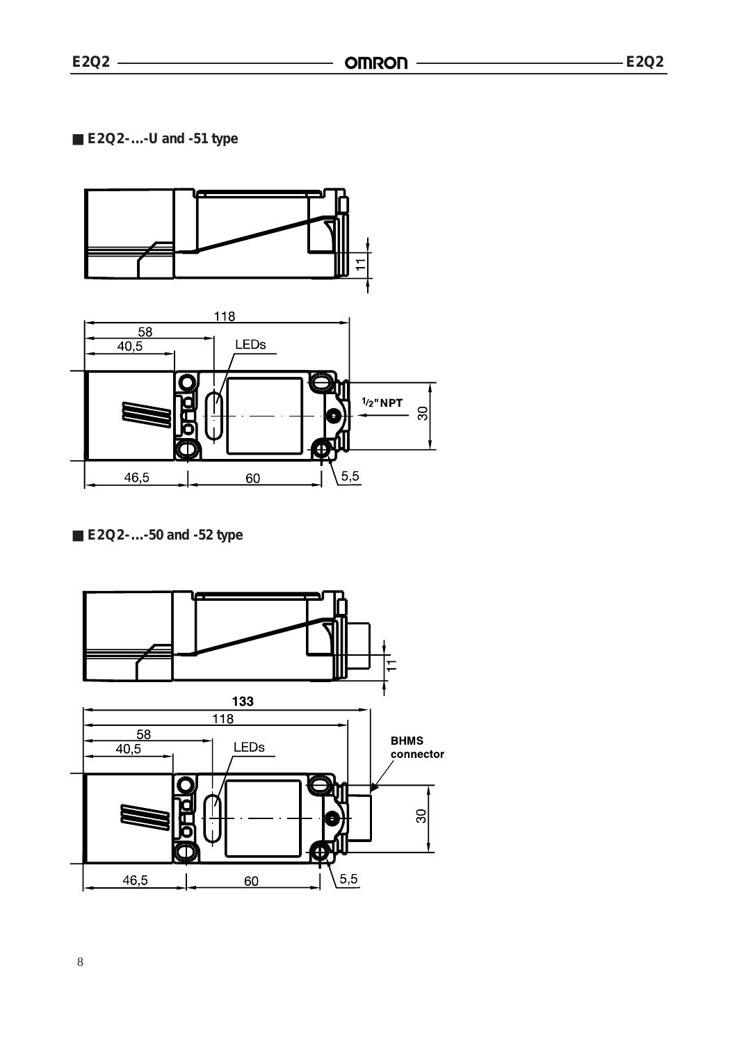## E2Q2-...-U and -51 type

11

118

58

40,5

LEDs

$^1/_2$" NPT

30

46,5

60

5,5

## E2Q2-...-50 and -52 type

11

133

118

58

40,5

LEDs

BHMS connector

30

46,5

60

5,5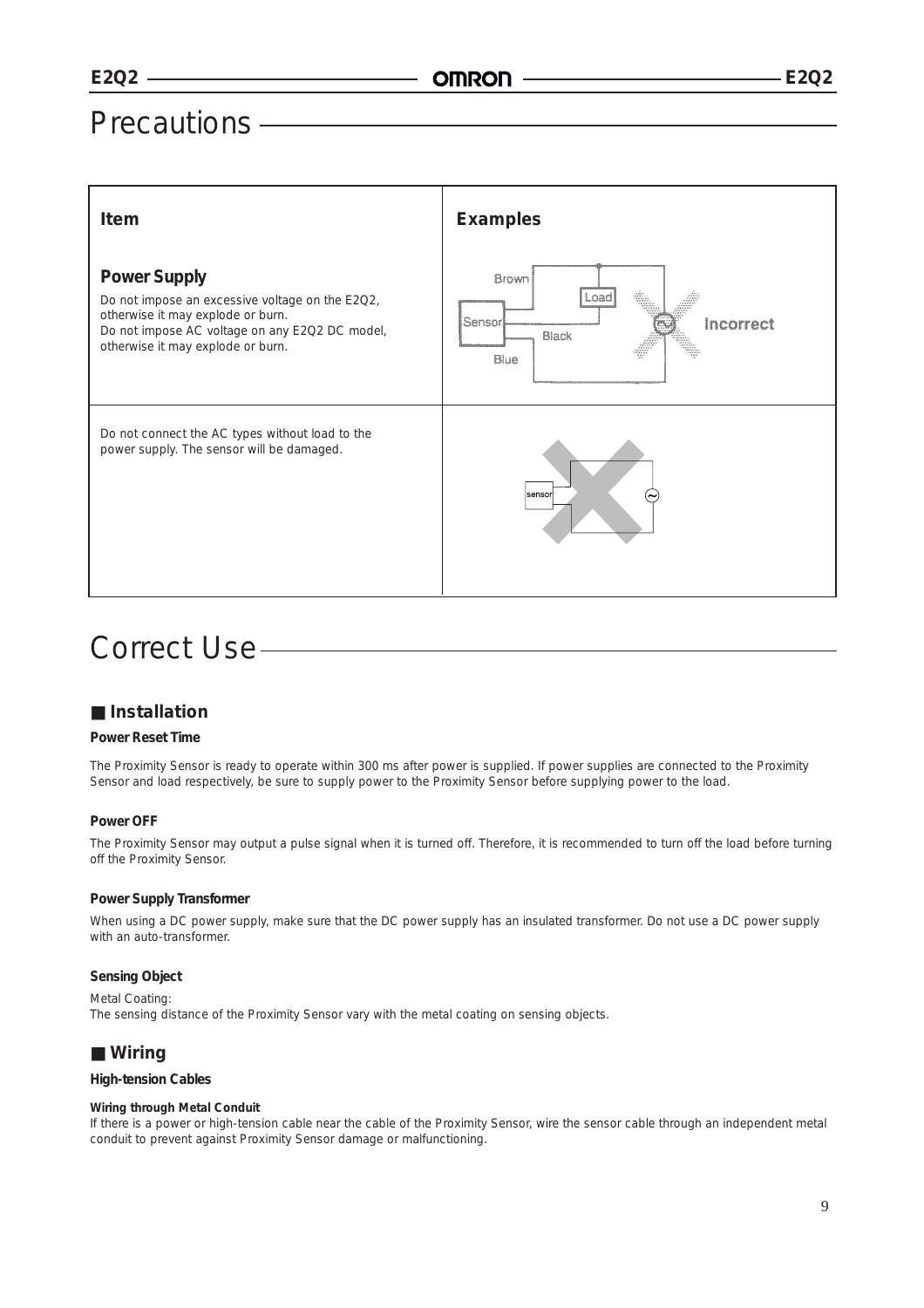# Precautions

| Item | Examples |
| --- | --- |
| **Power Supply**<br>Do not impose an excessive voltage on the E2Q2, otherwise it may explode or burn.<br>Do not impose AC voltage on any E2Q2 DC model, otherwise it may explode or burn. | Brown, Load, Sensor, Black, Blue, Incorrect |
| Do not connect the AC types without load to the power supply. The sensor will be damaged. | sensor |

# Correct Use

## ■ Installation

**Power Reset Time**

The Proximity Sensor is ready to operate within 300 ms after power is supplied. If power supplies are connected to the Proximity Sensor and load respectively, be sure to supply power to the Proximity Sensor before supplying power to the load.

**Power OFF**

The Proximity Sensor may output a pulse signal when it is turned off. Therefore, it is recommended to turn off the load before turning off the Proximity Sensor.

**Power Supply Transformer**

When using a DC power supply, make sure that the DC power supply has an insulated transformer. Do not use a DC power supply with an auto-transformer.

**Sensing Object**

Metal Coating:
The sensing distance of the Proximity Sensor vary with the metal coating on sensing objects.

## ■ Wiring

**High-tension Cables**

**Wiring through Metal Conduit**
If there is a power or high-tension cable near the cable of the Proximity Sensor, wire the sensor cable through an independent metal conduit to prevent against Proximity Sensor damage or malfunctioning.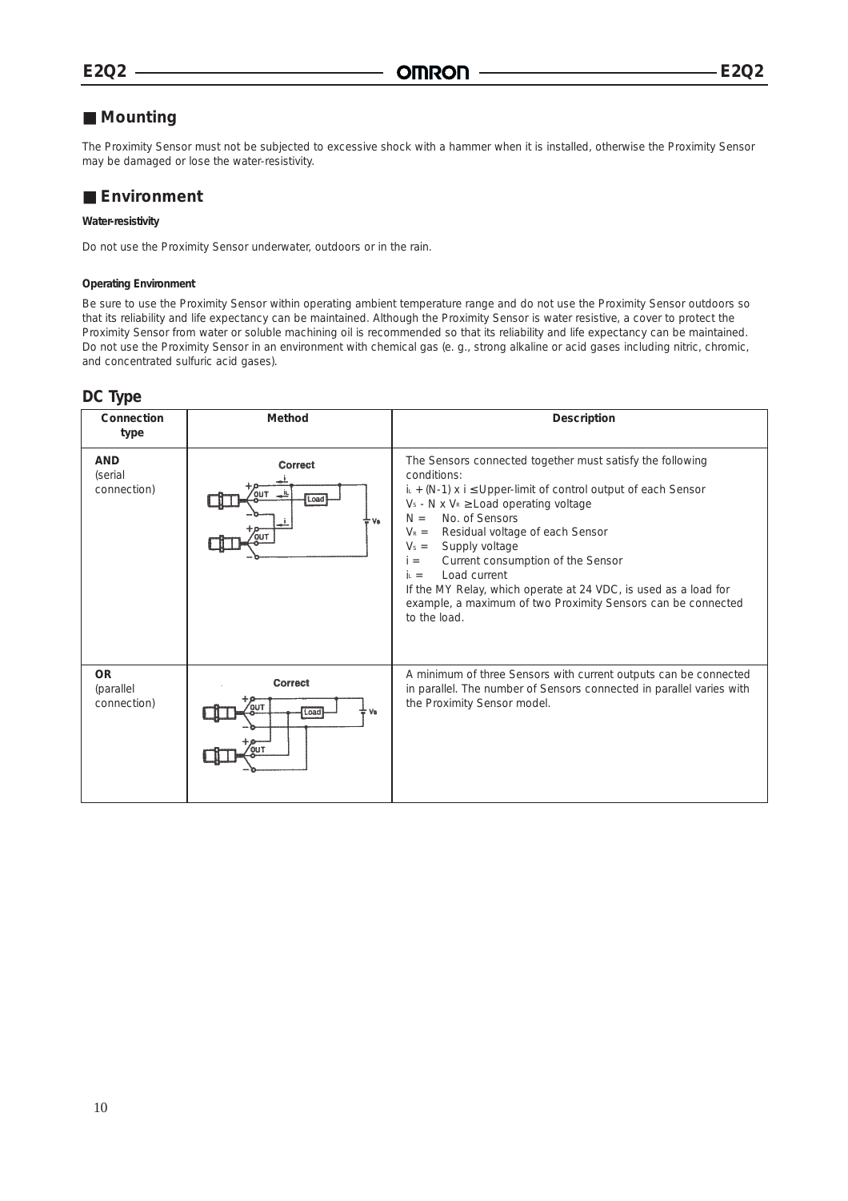## Mounting

The Proximity Sensor must not be subjected to excessive shock with a hammer when it is installed, otherwise the Proximity Sensor may be damaged or lose the water-resistivity.

## Environment

**Water-resistivity**

Do not use the Proximity Sensor underwater, outdoors or in the rain.

**Operating Environment**

Be sure to use the Proximity Sensor within operating ambient temperature range and do not use the Proximity Sensor outdoors so that its reliability and life expectancy can be maintained. Although the Proximity Sensor is water resistive, a cover to protect the Proximity Sensor from water or soluble machining oil is recommended so that its reliability and life expectancy can be maintained. Do not use the Proximity Sensor in an environment with chemical gas (e. g., strong alkaline or acid gases including nitric, chromic, and concentrated sulfuric acid gases).

## DC Type

| Connection type | Method | Description |
|---|---|---|
| **AND** (serial connection) | Correct | The Sensors connected together must satisfy the following conditions:<br>$i_L + (N-1) \times i \leq$ Upper-limit of control output of each Sensor<br>$V_S - N \times V_R \geq$ Load operating voltage<br>$N$ = No. of Sensors<br>$V_R$ = Residual voltage of each Sensor<br>$V_S$ = Supply voltage<br>$i$ = Current consumption of the Sensor<br>$i_L$ = Load current<br>If the MY Relay, which operate at 24 VDC, is used as a load for example, a maximum of two Proximity Sensors can be connected to the load. |
| **OR** (parallel connection) | Correct | A minimum of three Sensors with current outputs can be connected in parallel. The number of Sensors connected in parallel varies with the Proximity Sensor model. |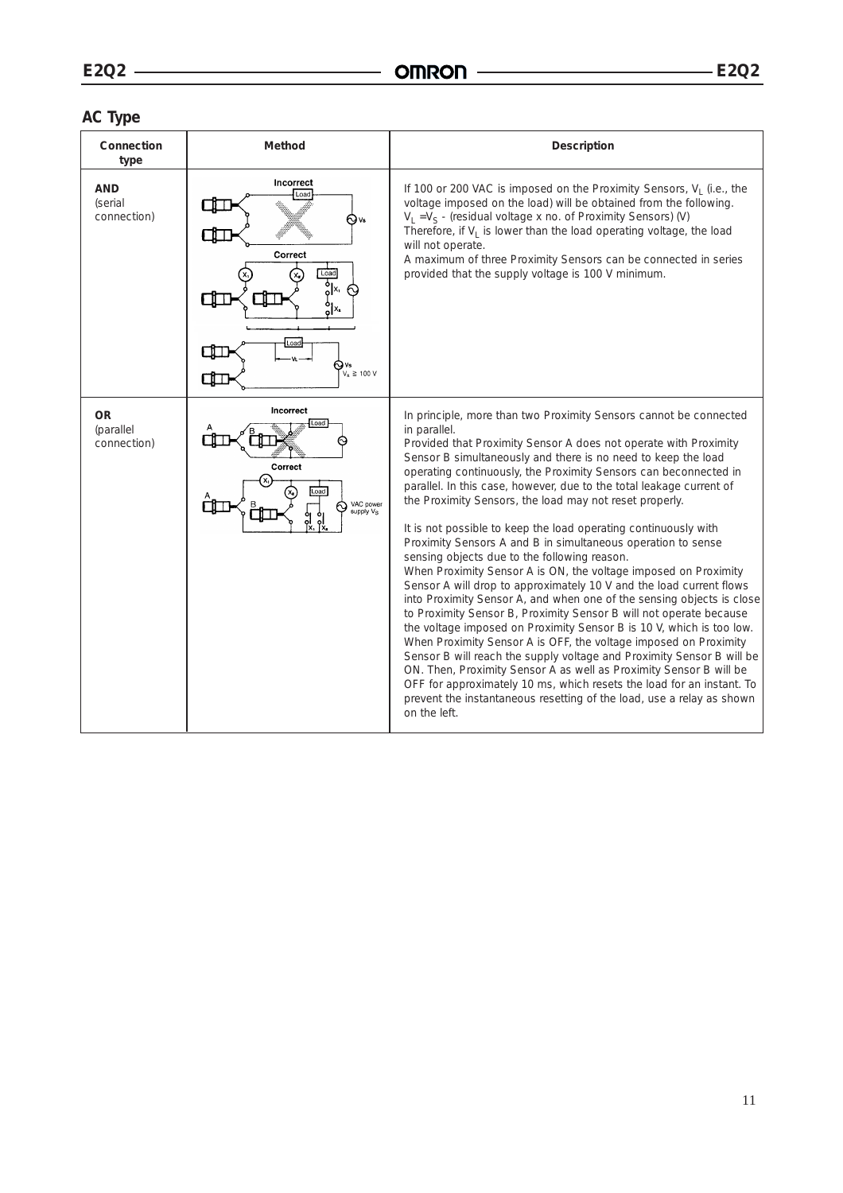## AC Type

| Connection type | Method | Description |
|---|---|---|
| **AND** (serial connection) | Incorrect / Correct ($V_S \geq 100$ V) | If 100 or 200 VAC is imposed on the Proximity Sensors, $V_L$ (i.e., the voltage imposed on the load) will be obtained from the following.<br>$V_L = V_S$ - (residual voltage x no. of Proximity Sensors) (V)<br>Therefore, if $V_L$ is lower than the load operating voltage, the load will not operate.<br>A maximum of three Proximity Sensors can be connected in series provided that the supply voltage is 100 V minimum. |
| **OR** (parallel connection) | Incorrect / Correct (VAC power supply $V_S$) | In principle, more than two Proximity Sensors cannot be connected in parallel.<br>Provided that Proximity Sensor A does not operate with Proximity Sensor B simultaneously and there is no need to keep the load operating continuously, the Proximity Sensors can beconnected in parallel. In this case, however, due to the total leakage current of the Proximity Sensors, the load may not reset properly.<br><br>It is not possible to keep the load operating continuously with Proximity Sensors A and B in simultaneous operation to sense sensing objects due to the following reason.<br>When Proximity Sensor A is ON, the voltage imposed on Proximity Sensor A will drop to approximately 10 V and the load current flows into Proximity Sensor A, and when one of the sensing objects is close to Proximity Sensor B, Proximity Sensor B will not operate because the voltage imposed on Proximity Sensor B is 10 V, which is too low. When Proximity Sensor A is OFF, the voltage imposed on Proximity Sensor B will reach the supply voltage and Proximity Sensor B will be ON. Then, Proximity Sensor A as well as Proximity Sensor B will be OFF for approximately 10 ms, which resets the load for an instant. To prevent the instantaneous resetting of the load, use a relay as shown on the left. |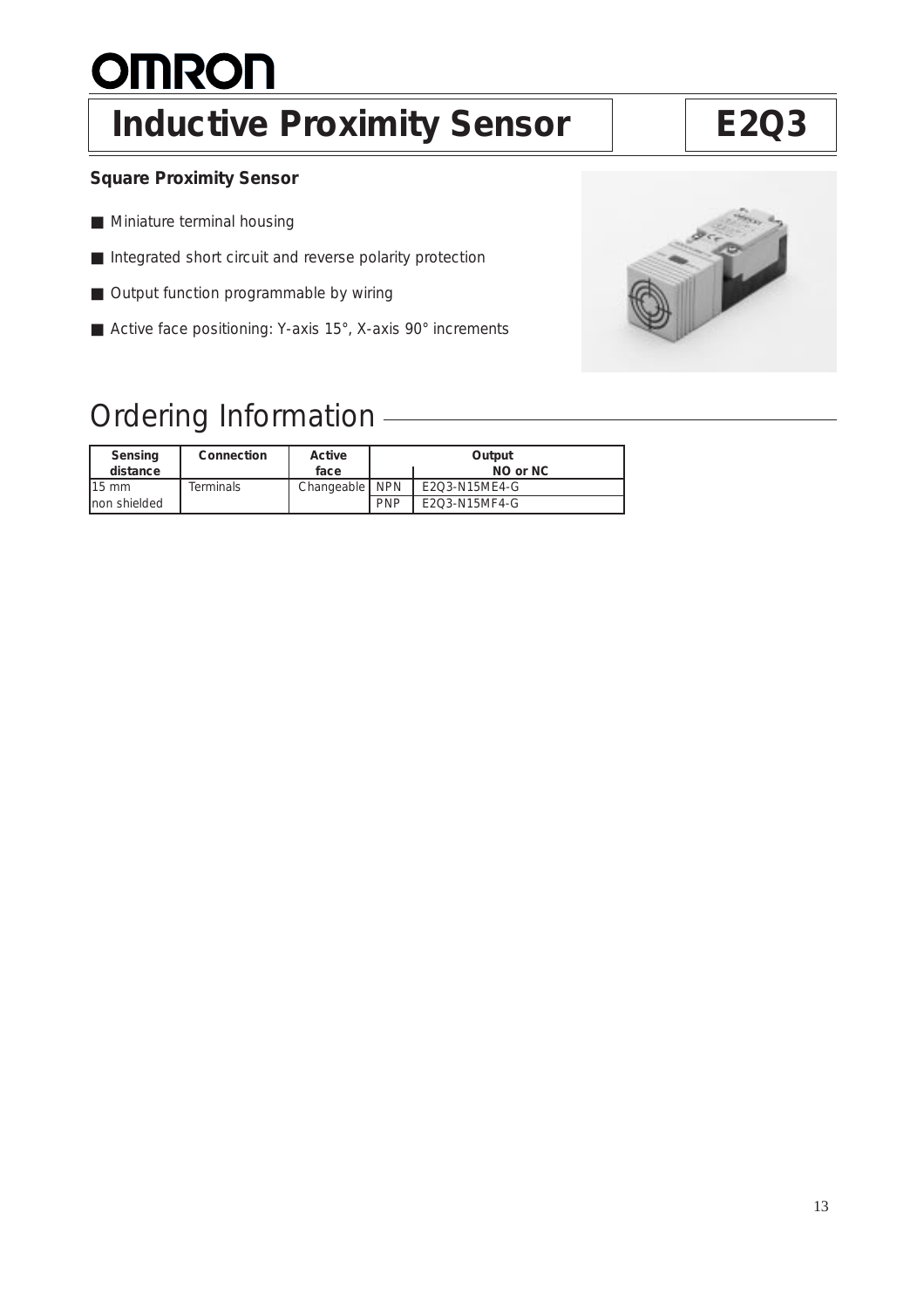# OMRON

# Inductive Proximity Sensor

# E2Q3

### Square Proximity Sensor

- Miniature terminal housing
- Integrated short circuit and reverse polarity protection
- Output function programmable by wiring
- Active face positioning: Y-axis 15°, X-axis 90° increments

## Ordering Information

| Sensing distance | Connection | Active face | Output | |
|---|---|---|---|---|
| | | | | NO or NC |
| 15 mm non shielded | Terminals | Changeable | NPN | E2Q3-N15ME4-G |
| | | | PNP | E2Q3-N15MF4-G |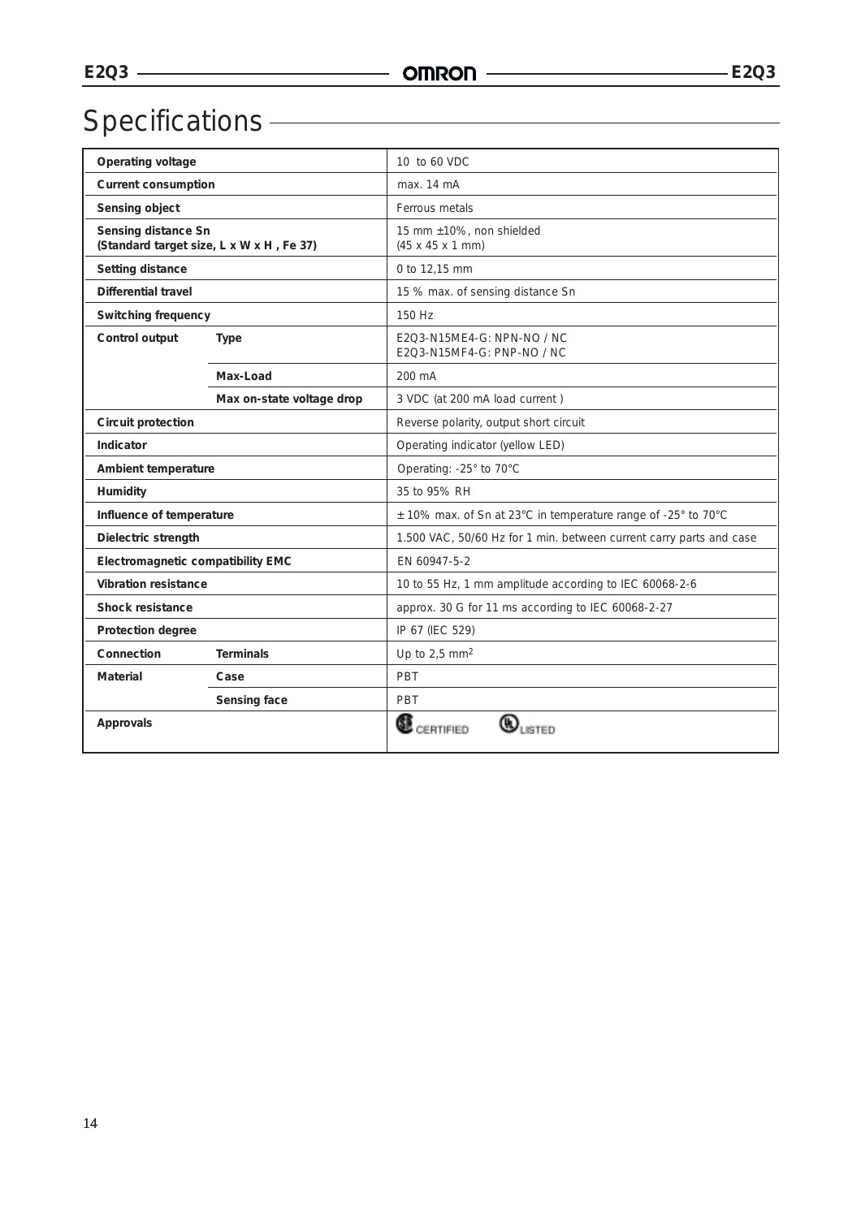# Specifications

| | | |
|---|---|---|
| **Operating voltage** | | 10 to 60 VDC |
| **Current consumption** | | max. 14 mA |
| **Sensing object** | | Ferrous metals |
| **Sensing distance Sn (Standard target size, L x W x H , Fe 37)** | | 15 mm ±10%, non shielded (45 x 45 x 1 mm) |
| **Setting distance** | | 0 to 12,15 mm |
| **Differential travel** | | 15 % max. of sensing distance Sn |
| **Switching frequency** | | 150 Hz |
| **Control output** | **Type** | E2Q3-N15ME4-G: NPN-NO / NC<br>E2Q3-N15MF4-G: PNP-NO / NC |
| | **Max-Load** | 200 mA |
| | **Max on-state voltage drop** | 3 VDC (at 200 mA load current ) |
| **Circuit protection** | | Reverse polarity, output short circuit |
| **Indicator** | | Operating indicator (yellow LED) |
| **Ambient temperature** | | Operating: -25° to 70°C |
| **Humidity** | | 35 to 95% RH |
| **Influence of temperature** | | ± 10% max. of Sn at 23°C in temperature range of -25° to 70°C |
| **Dielectric strength** | | 1.500 VAC, 50/60 Hz for 1 min. between current carry parts and case |
| **Electromagnetic compatibility EMC** | | EN 60947-5-2 |
| **Vibration resistance** | | 10 to 55 Hz, 1 mm amplitude according to IEC 60068-2-6 |
| **Shock resistance** | | approx. 30 G for 11 ms according to IEC 60068-2-27 |
| **Protection degree** | | IP 67 (IEC 529) |
| **Connection** | **Terminals** | Up to 2,5 $mm^2$ |
| **Material** | **Case** | PBT |
| | **Sensing face** | PBT |
| **Approvals** | | CSA CERTIFIED, UL LISTED |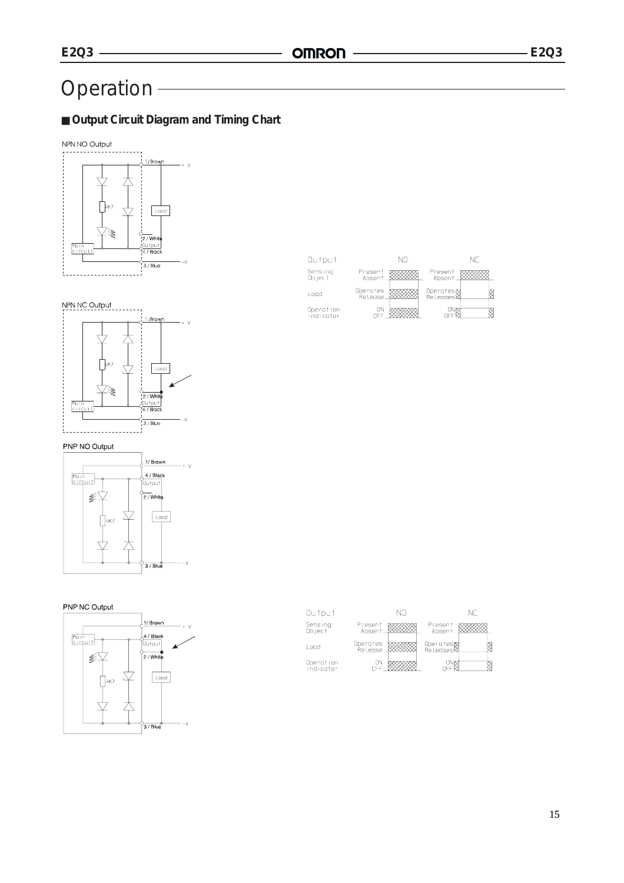# Operation

## ■ Output Circuit Diagram and Timing Chart

NPN NO Output

Main circuit

4K7

Load

1/Brown

+V

2 / White

Output

4 / Black

3 / Blue

−V

NPN NC Output

Main circuit

4K7

Load

1 /Brown

+V

2 / White

Output

4 / Black

3 / Blue

−V

| Output | | NO | NC |
|---|---|---|---|
| Sensing Object | Present / Absent | | |
| Load | Operates / Release | | |
| Operation indicator | ON / OFF | | |

PNP NO Output

Main circuit

4K7

Load

1/ Brown

+V

4 / Black

Output

2 / White

3 / Blue

−V

PNP NC Output

Main circuit

4K7

Load

1/ Brown

+V

4 / Black

Output

2 / White

3 / Blue

−V

| Output | | NO | NC |
|---|---|---|---|
| Sensing Object | Present / Absent | | |
| Load | Operates / Release | | |
| Operation indicator | ON / OFF | | |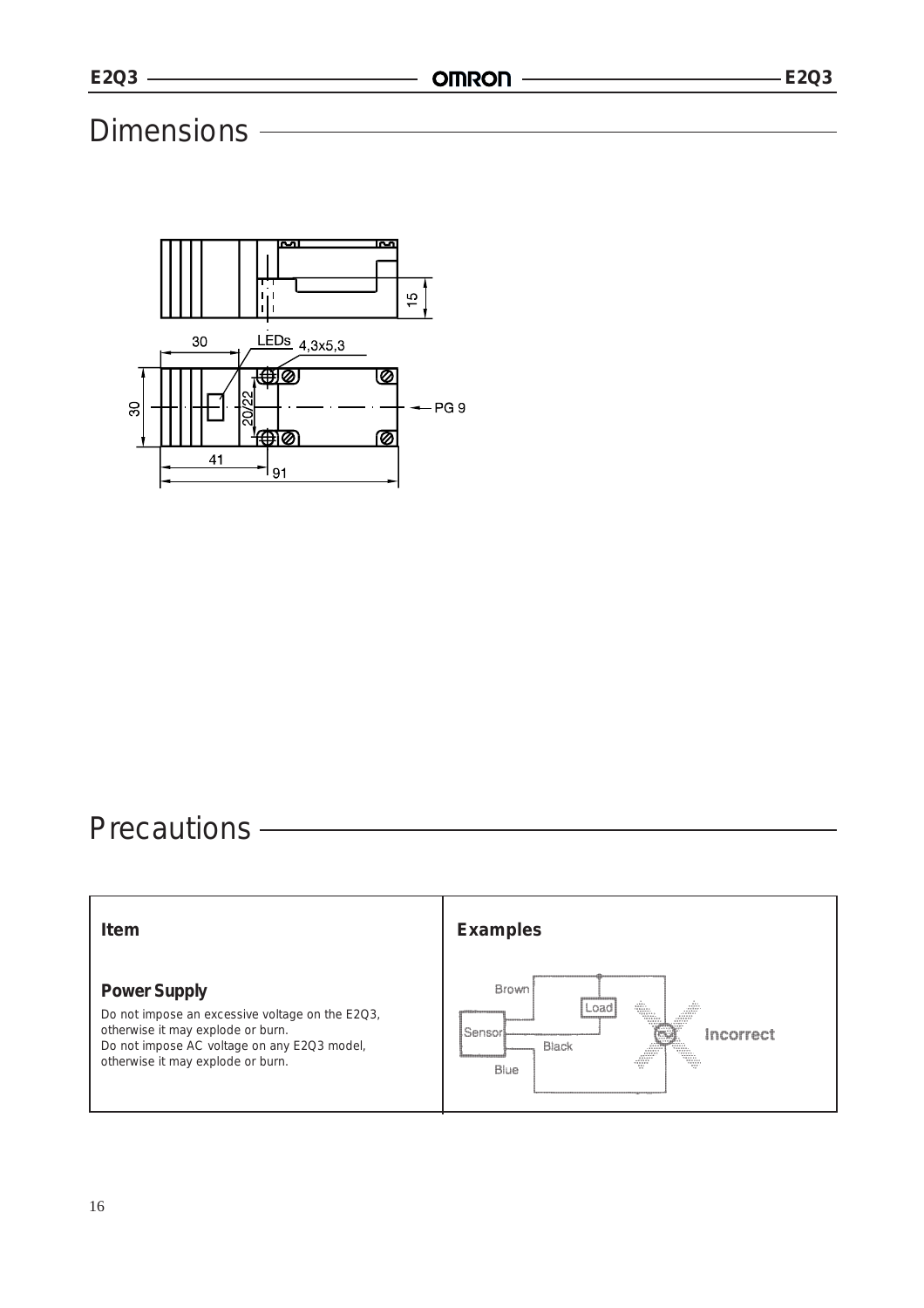# Dimensions

# Precautions

| Item | Examples |
| --- | --- |
| **Power Supply**<br>Do not impose an excessive voltage on the E2Q3, otherwise it may explode or burn.<br>Do not impose AC voltage on any E2Q3 model, otherwise it may explode or burn. | |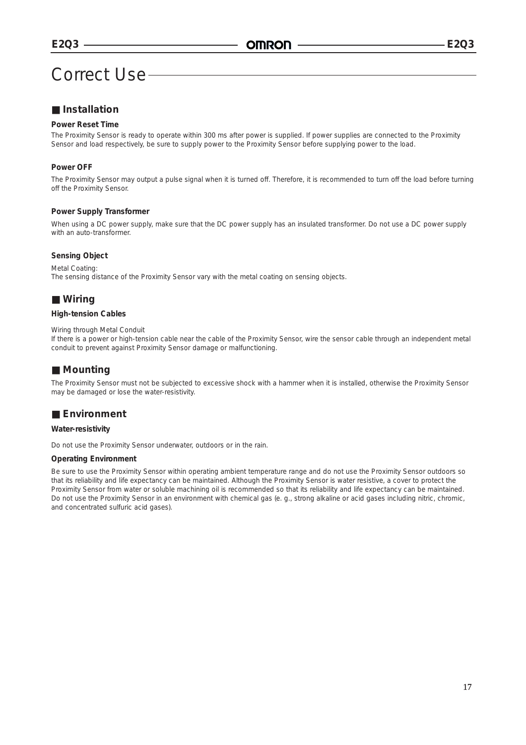# Correct Use

## ■ Installation

### Power Reset Time

The Proximity Sensor is ready to operate within 300 ms after power is supplied. If power supplies are connected to the Proximity Sensor and load respectively, be sure to supply power to the Proximity Sensor before supplying power to the load.

### Power OFF

The Proximity Sensor may output a pulse signal when it is turned off. Therefore, it is recommended to turn off the load before turning off the Proximity Sensor.

### Power Supply Transformer

When using a DC power supply, make sure that the DC power supply has an insulated transformer. Do not use a DC power supply with an auto-transformer.

### Sensing Object

Metal Coating:
The sensing distance of the Proximity Sensor vary with the metal coating on sensing objects.

## ■ Wiring

### High-tension Cables

Wiring through Metal Conduit
If there is a power or high-tension cable near the cable of the Proximity Sensor, wire the sensor cable through an independent metal conduit to prevent against Proximity Sensor damage or malfunctioning.

## ■ Mounting

The Proximity Sensor must not be subjected to excessive shock with a hammer when it is installed, otherwise the Proximity Sensor may be damaged or lose the water-resistivity.

## ■ Environment

### Water-resistivity

Do not use the Proximity Sensor underwater, outdoors or in the rain.

### Operating Environment

Be sure to use the Proximity Sensor within operating ambient temperature range and do not use the Proximity Sensor outdoors so that its reliability and life expectancy can be maintained. Although the Proximity Sensor is water resistive, a cover to protect the Proximity Sensor from water or soluble machining oil is recommended so that its reliability and life expectancy can be maintained. Do not use the Proximity Sensor in an environment with chemical gas (e. g., strong alkaline or acid gases including nitric, chromic, and concentrated sulfuric acid gases).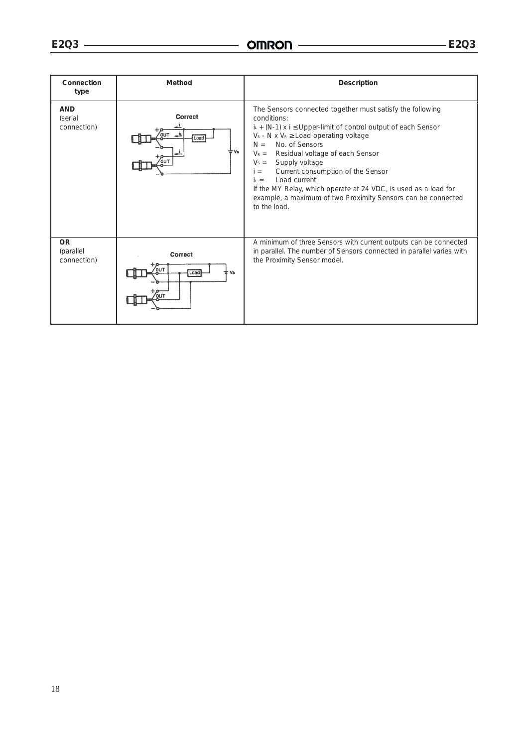| Connection type | Method | Description |
|---|---|---|
| **AND** (serial connection) | Correct | The Sensors connected together must satisfy the following conditions:<br>$i_L + (N-1) \times i \leq$ Upper-limit of control output of each Sensor<br>$V_S - N \times V_R \geq$ Load operating voltage<br>$N =$ No. of Sensors<br>$V_R =$ Residual voltage of each Sensor<br>$V_S =$ Supply voltage<br>$i =$ Current consumption of the Sensor<br>$i_L =$ Load current<br>If the MY Relay, which operate at 24 VDC, is used as a load for example, a maximum of two Proximity Sensors can be connected to the load. |
| **OR** (parallel connection) | Correct | A minimum of three Sensors with current outputs can be connected in parallel. The number of Sensors connected in parallel varies with the Proximity Sensor model. |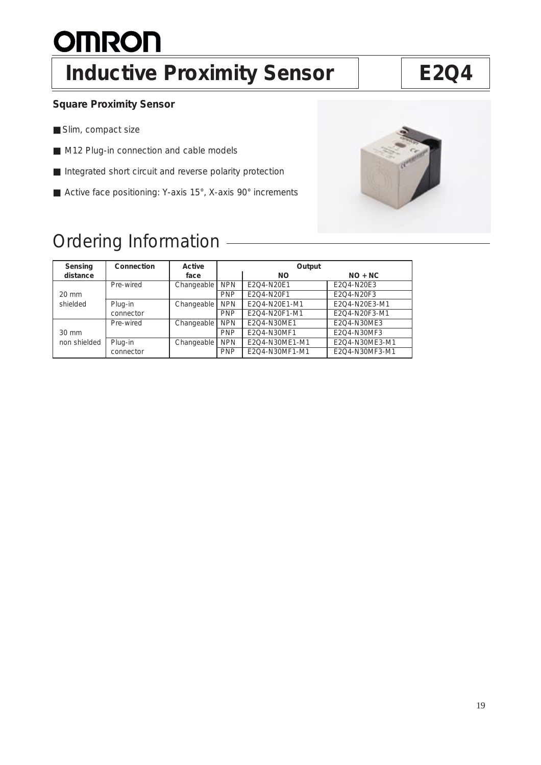# OMRON

# Inductive Proximity Sensor

# E2Q4

**Square Proximity Sensor**

- Slim, compact size
- M12 Plug-in connection and cable models
- Integrated short circuit and reverse polarity protection
- Active face positioning: Y-axis 15°, X-axis 90° increments

## Ordering Information

| Sensing distance | Connection | Active face | Output | | |
|---|---|---|---|---|---|
| | | | | NO | NO + NC |
| 20 mm shielded | Pre-wired | Changeable | NPN | E2Q4-N20E1 | E2Q4-N20E3 |
| | | | PNP | E2Q4-N20F1 | E2Q4-N20F3 |
| | Plug-in connector | Changeable | NPN | E2Q4-N20E1-M1 | E2Q4-N20E3-M1 |
| | | | PNP | E2Q4-N20F1-M1 | E2Q4-N20F3-M1 |
| 30 mm non shielded | Pre-wired | Changeable | NPN | E2Q4-N30ME1 | E2Q4-N30ME3 |
| | | | PNP | E2Q4-N30MF1 | E2Q4-N30MF3 |
| | Plug-in connector | Changeable | NPN | E2Q4-N30ME1-M1 | E2Q4-N30ME3-M1 |
| | | | PNP | E2Q4-N30MF1-M1 | E2Q4-N30MF3-M1 |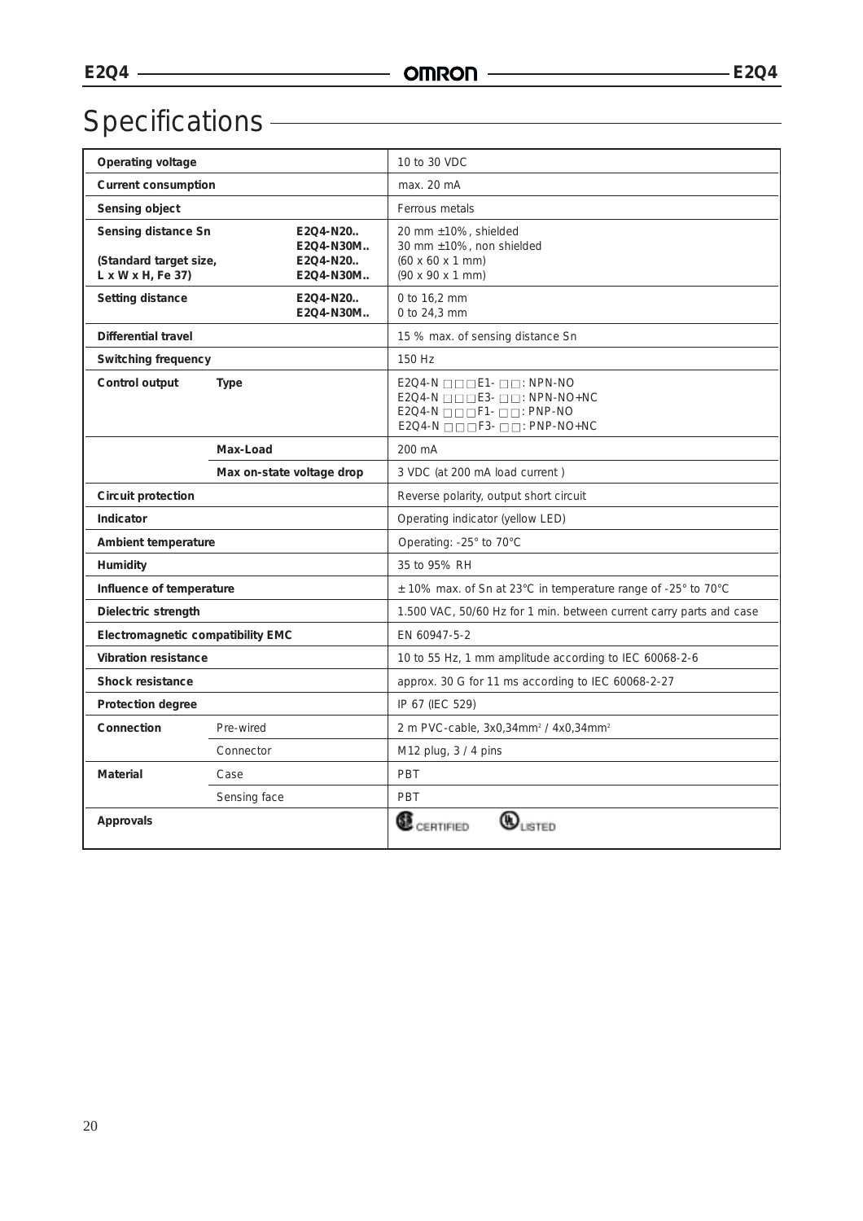# Specifications

| | | |
|---|---|---|
| **Operating voltage** | | 10 to 30 VDC |
| **Current consumption** | | max. 20 mA |
| **Sensing object** | | Ferrous metals |
| **Sensing distance Sn** | **E2Q4-N20..** <br> **E2Q4-N30M..** | 20 mm ±10%, shielded <br> 30 mm ±10%, non shielded |
| **(Standard target size, L x W x H, Fe 37)** | **E2Q4-N20..** <br> **E2Q4-N30M..** | (60 x 60 x 1 mm) <br> (90 x 90 x 1 mm) |
| **Setting distance** | **E2Q4-N20..** <br> **E2Q4-N30M..** | 0 to 16,2 mm <br> 0 to 24,3 mm |
| **Differential travel** | | 15 % max. of sensing distance Sn |
| **Switching frequency** | | 150 Hz |
| **Control output** | **Type** | E2Q4-N □□□E1- □□: NPN-NO <br> E2Q4-N □□□E3- □□: NPN-NO+NC <br> E2Q4-N □□□F1- □□: PNP-NO <br> E2Q4-N □□□F3- □□: PNP-NO+NC |
| | **Max-Load** | 200 mA |
| | **Max on-state voltage drop** | 3 VDC (at 200 mA load current ) |
| **Circuit protection** | | Reverse polarity, output short circuit |
| **Indicator** | | Operating indicator (yellow LED) |
| **Ambient temperature** | | Operating: -25° to 70°C |
| **Humidity** | | 35 to 95% RH |
| **Influence of temperature** | | ± 10% max. of Sn at 23°C in temperature range of -25° to 70°C |
| **Dielectric strength** | | 1.500 VAC, 50/60 Hz for 1 min. between current carry parts and case |
| **Electromagnetic compatibility EMC** | | EN 60947-5-2 |
| **Vibration resistance** | | 10 to 55 Hz, 1 mm amplitude according to IEC 60068-2-6 |
| **Shock resistance** | | approx. 30 G for 11 ms according to IEC 60068-2-27 |
| **Protection degree** | | IP 67 (IEC 529) |
| **Connection** | Pre-wired | 2 m PVC-cable, 3x0,34mm² / 4x0,34mm² |
| | Connector | M12 plug, 3 / 4 pins |
| **Material** | Case | PBT |
| | Sensing face | PBT |
| **Approvals** | | CSA CERTIFIED, UL LISTED |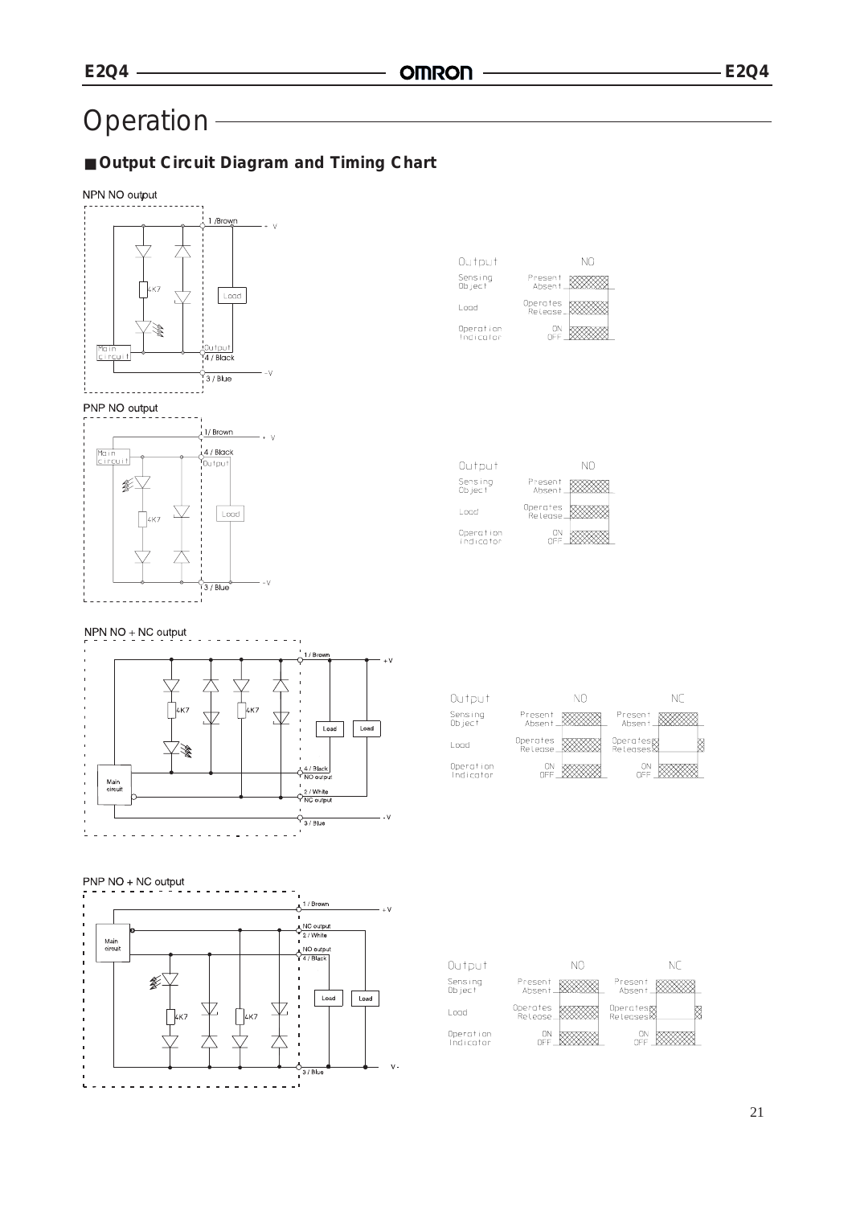# Operation

## Output Circuit Diagram and Timing Chart

NPN NO output

Main circuit, 4K7, 1 /Brown, +V, Load, Output, 4 / Black, 3 / Blue, -V

| Output | | NO |
|---|---|---|
| Sensing Object | Present / Absent | |
| Load | Operates / Release | |
| Operation Indicator | ON / OFF | |

PNP NO output

Main circuit, 1/ Brown, +V, 4 / Black, Output, 4K7, Load, 3 / Blue, -V

| Output | | NO |
|---|---|---|
| Sensing Object | Present / Absent | |
| Load | Operates / Release | |
| Operation Indicator | ON / OFF | |

NPN NO + NC output

Main circuit, 4K7, 4K7, 1 / Brown, +V, Load, Load, 4 / Black NO output, 2 / White NC output, 3 / Blue, -V

| Output | | NO | | NC |
|---|---|---|---|---|
| Sensing Object | Present / Absent | | Present / Absent | |
| Load | Operates / Release | | Operates / Releases | |
| Operation Indicator | ON / OFF | | ON / OFF | |

PNP NO + NC output

Main circuit, 1 / Brown, +V, NC output 2 / White, NO output 4 / Black, 4K7, 4K7, Load, Load, 3 / Blue, V-

| Output | | NO | | NC |
|---|---|---|---|---|
| Sensing Object | Present / Absent | | Present / Absent | |
| Load | Operates / Release | | Operates / Releases | |
| Operation Indicator | ON / OFF | | ON / OFF | |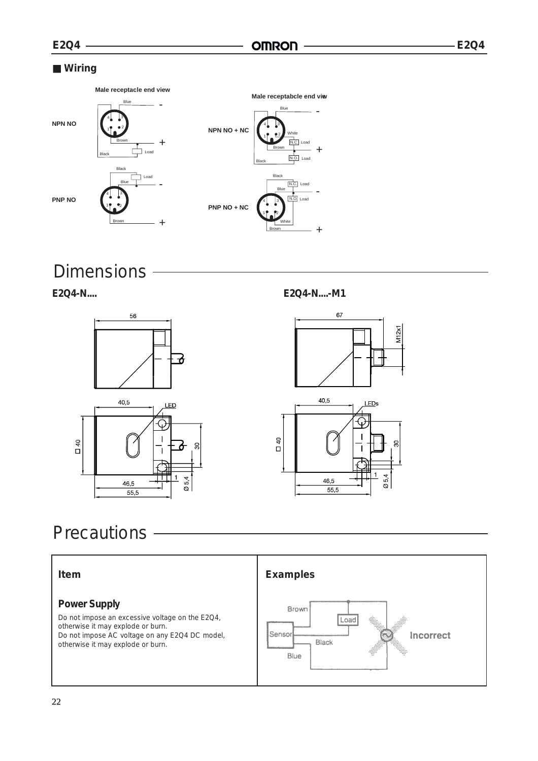## Wiring

Male receptacle end view

NPN NO

Blue -

Brown +

Black Load

PNP NO

Black Load

Blue -

Brown +

Male receptabcle end view

NPN NO + NC

Blue -

White N.C. Load

Brown +

Black N.O. Load

PNP NO + NC

Black N.C. Load

Blue -

N.O. Load

White

Brown +

# Dimensions

**E2Q4-N....**

56

40,5 LED

□ 40

30

46,5

55,5

1

Ø 5,4

**E2Q4-N....-M1**

67

M12x1

40,5 LEDs

□ 40

30

46,5

55,5

1

Ø 5,4

# Precautions

| Item | Examples |
|---|---|
| **Power Supply**<br>Do not impose an excessive voltage on the E2Q4, otherwise it may explode or burn.<br>Do not impose AC voltage on any E2Q4 DC model, otherwise it may explode or burn. | Brown, Load, Sensor, Black, Blue — Incorrect |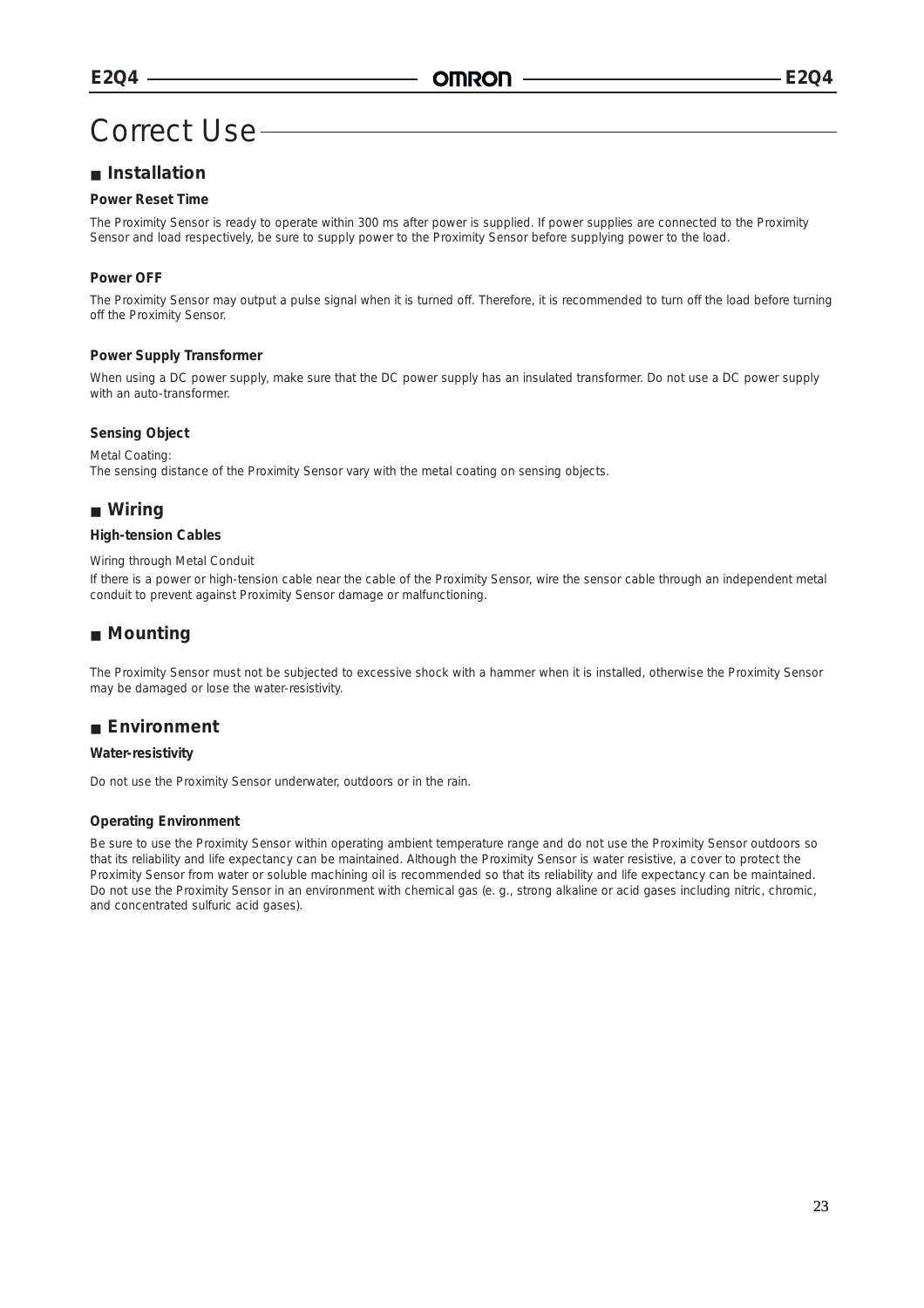# Correct Use

## ■ Installation

### Power Reset Time

The Proximity Sensor is ready to operate within 300 ms after power is supplied. If power supplies are connected to the Proximity Sensor and load respectively, be sure to supply power to the Proximity Sensor before supplying power to the load.

### Power OFF

The Proximity Sensor may output a pulse signal when it is turned off. Therefore, it is recommended to turn off the load before turning off the Proximity Sensor.

### Power Supply Transformer

When using a DC power supply, make sure that the DC power supply has an insulated transformer. Do not use a DC power supply with an auto-transformer.

### Sensing Object

Metal Coating:
The sensing distance of the Proximity Sensor vary with the metal coating on sensing objects.

## ■ Wiring

### High-tension Cables

Wiring through Metal Conduit

If there is a power or high-tension cable near the cable of the Proximity Sensor, wire the sensor cable through an independent metal conduit to prevent against Proximity Sensor damage or malfunctioning.

## ■ Mounting

The Proximity Sensor must not be subjected to excessive shock with a hammer when it is installed, otherwise the Proximity Sensor may be damaged or lose the water-resistivity.

## ■ Environment

### Water-resistivity

Do not use the Proximity Sensor underwater, outdoors or in the rain.

### Operating Environment

Be sure to use the Proximity Sensor within operating ambient temperature range and do not use the Proximity Sensor outdoors so that its reliability and life expectancy can be maintained. Although the Proximity Sensor is water resistive, a cover to protect the Proximity Sensor from water or soluble machining oil is recommended so that its reliability and life expectancy can be maintained. Do not use the Proximity Sensor in an environment with chemical gas (e. g., strong alkaline or acid gases including nitric, chromic, and concentrated sulfuric acid gases).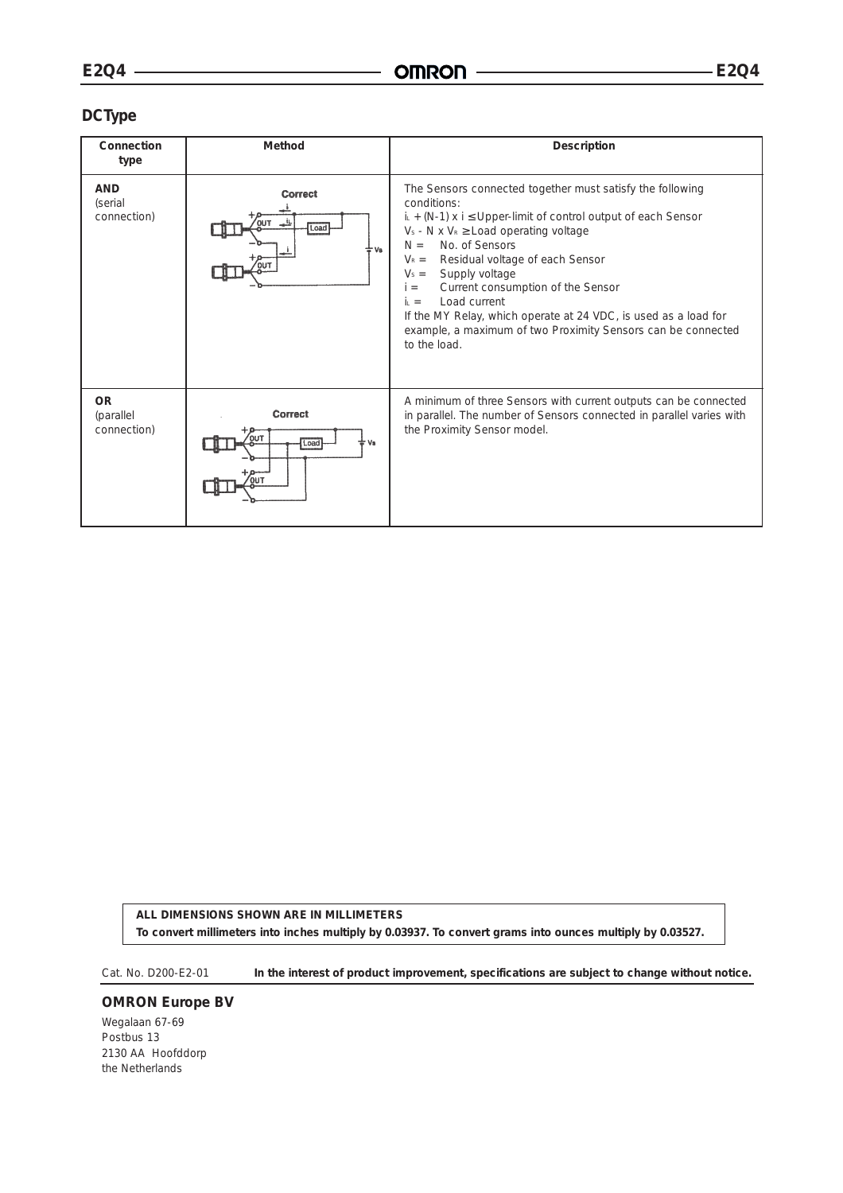## DC Type

| Connection type | Method | Description |
|---|---|---|
| **AND** (serial connection) | Correct<br>+ OUT i iL Load Vs<br>− <br>+ OUT i<br>− | The Sensors connected together must satisfy the following conditions:<br>$i_L + (N-1) \times i \leq$ Upper-limit of control output of each Sensor<br>$V_S - N \times V_R \geq$ Load operating voltage<br>$N$ = No. of Sensors<br>$V_R$ = Residual voltage of each Sensor<br>$V_S$ = Supply voltage<br>$i$ = Current consumption of the Sensor<br>$i_L$ = Load current<br>If the MY Relay, which operate at 24 VDC, is used as a load for example, a maximum of two Proximity Sensors can be connected to the load. |
| **OR** (parallel connection) | Correct<br>+ OUT Load Vs<br>−<br>+ OUT<br>− | A minimum of three Sensors with current outputs can be connected in parallel. The number of Sensors connected in parallel varies with the Proximity Sensor model. |

**ALL DIMENSIONS SHOWN ARE IN MILLIMETERS**

**To convert millimeters into inches multiply by 0.03937. To convert grams into ounces multiply by 0.03527.**

Cat. No. D200-E2-01 **In the interest of product improvement, specifications are subject to change without notice.**

**OMRON Europe BV**

Wegalaan 67-69
Postbus 13
2130 AA Hoofddorp
the Netherlands